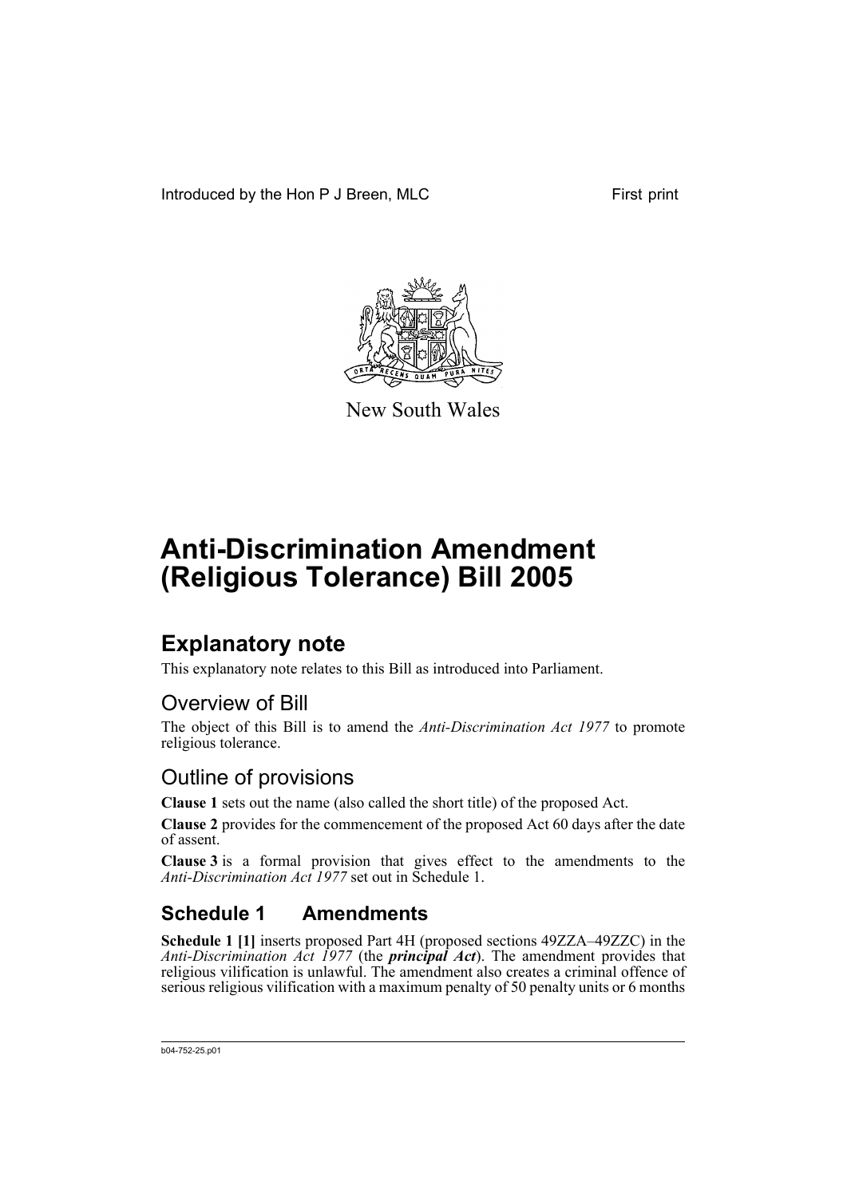Introduced by the Hon P J Breen, MLC First print

New South Wales

# Anti-Discrimination Amendment (Religious Tolerance) Bill 2005

## Explanatory note

This explanatory note relates to this Bill as introduced into Parliament.

### Overview of Bill

The object of this Bill is to amend the *Anti-Discrimination Act 1977* to promote religious tolerance.

### Outline of provisions

**Clause 1** sets out the name (also called the short title) of the proposed Act.

**Clause 2** provides for the commencement of the proposed Act 60 days after the date of assent.

**Clause 3** is a formal provision that gives effect to the amendments to the *Anti-Discrimination Act 1977* set out in Schedule 1.

## Schedule 1 Amendments

**Schedule 1 [1]** inserts proposed Part 4H (proposed sections 49ZZA–49ZZC) in the *Anti-Discrimination Act 1977* (the ***principal Act***). The amendment provides that religious vilification is unlawful. The amendment also creates a criminal offence of serious religious vilification with a maximum penalty of 50 penalty units or 6 months

b04-752-25.p01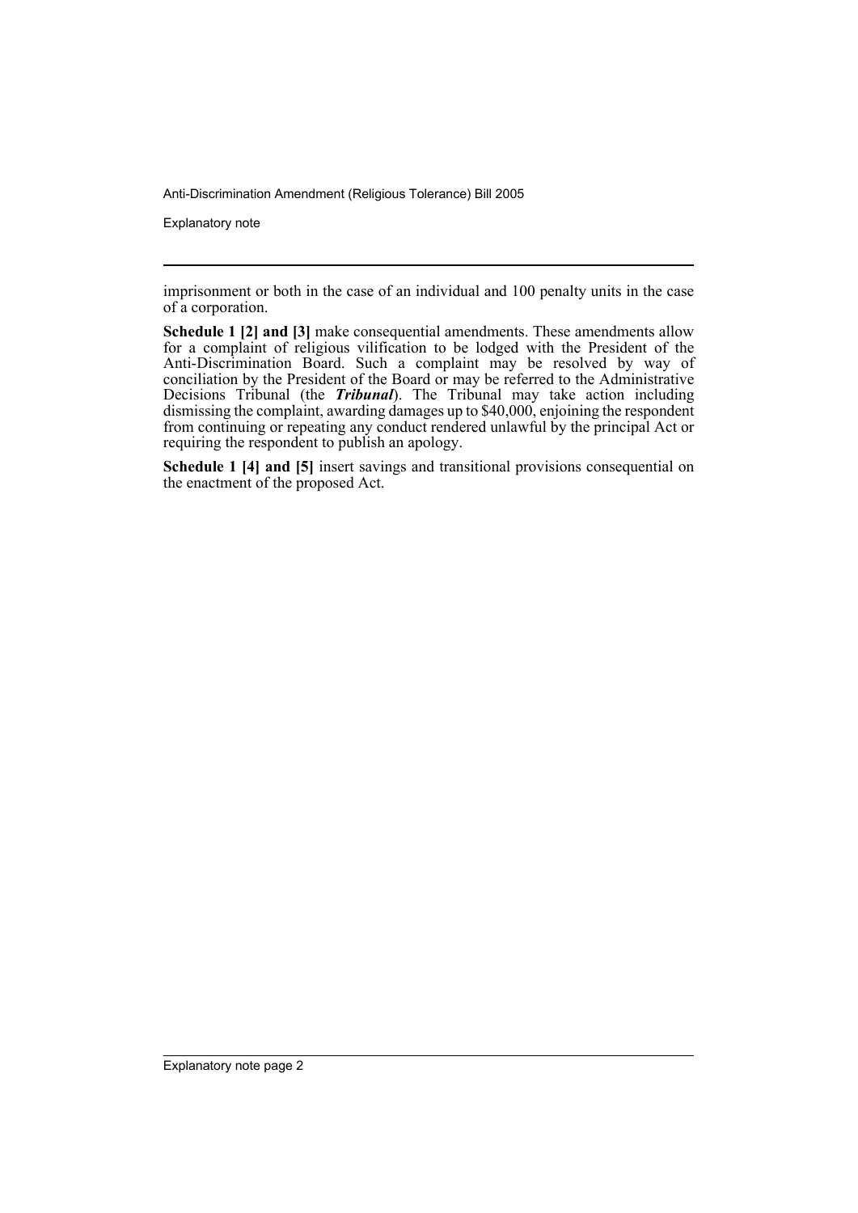imprisonment or both in the case of an individual and 100 penalty units in the case of a corporation.

**Schedule 1 [2] and [3]** make consequential amendments. These amendments allow for a complaint of religious vilification to be lodged with the President of the Anti-Discrimination Board. Such a complaint may be resolved by way of conciliation by the President of the Board or may be referred to the Administrative Decisions Tribunal (the ***Tribunal***). The Tribunal may take action including dismissing the complaint, awarding damages up to $40,000, enjoining the respondent from continuing or repeating any conduct rendered unlawful by the principal Act or requiring the respondent to publish an apology.

**Schedule 1 [4] and [5]** insert savings and transitional provisions consequential on the enactment of the proposed Act.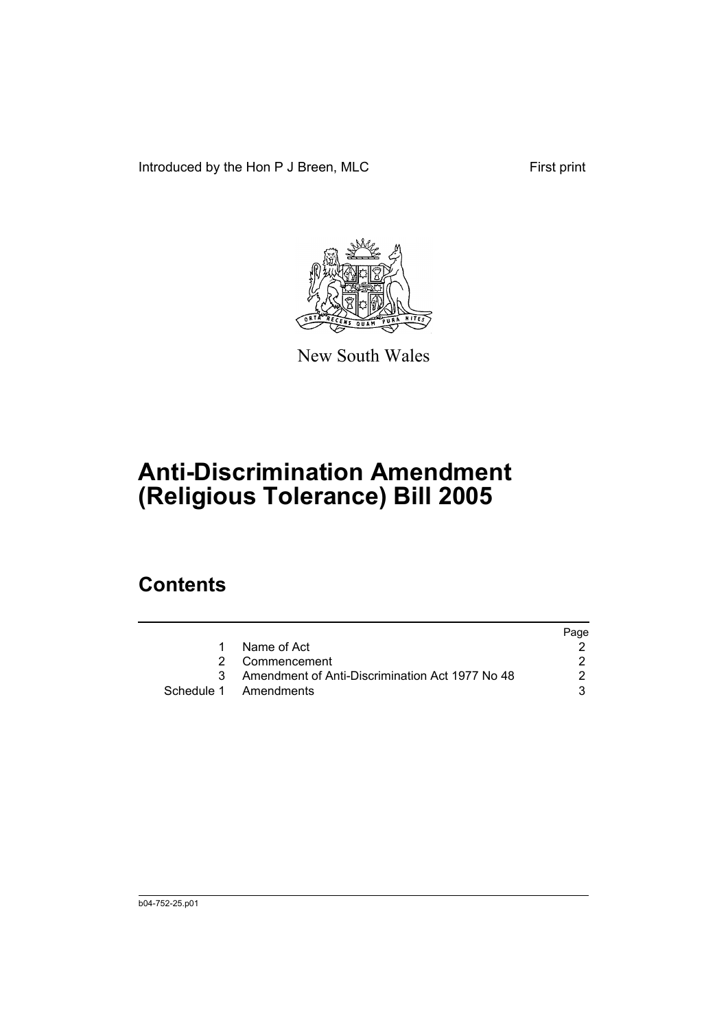Introduced by the Hon P J Breen, MLC

First print

New South Wales

# Anti-Discrimination Amendment (Religious Tolerance) Bill 2005

## Contents

| | | Page |
|---|---|---|
| 1 | Name of Act | 2 |
| 2 | Commencement | 2 |
| 3 | Amendment of Anti-Discrimination Act 1977 No 48 | 2 |
| Schedule 1 | Amendments | 3 |

b04-752-25.p01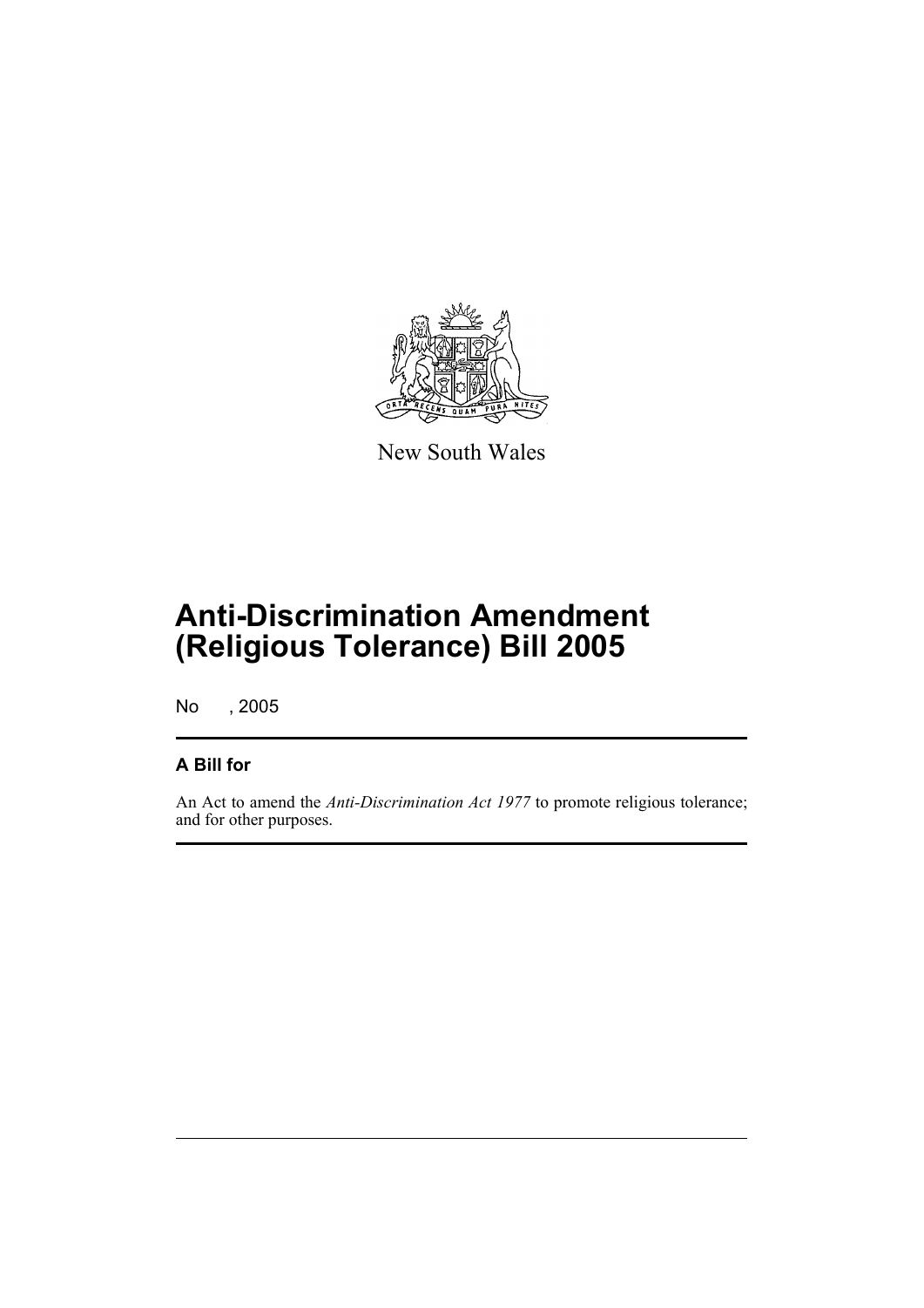New South Wales

# Anti-Discrimination Amendment (Religious Tolerance) Bill 2005

No , 2005

## A Bill for

An Act to amend the *Anti-Discrimination Act 1977* to promote religious tolerance; and for other purposes.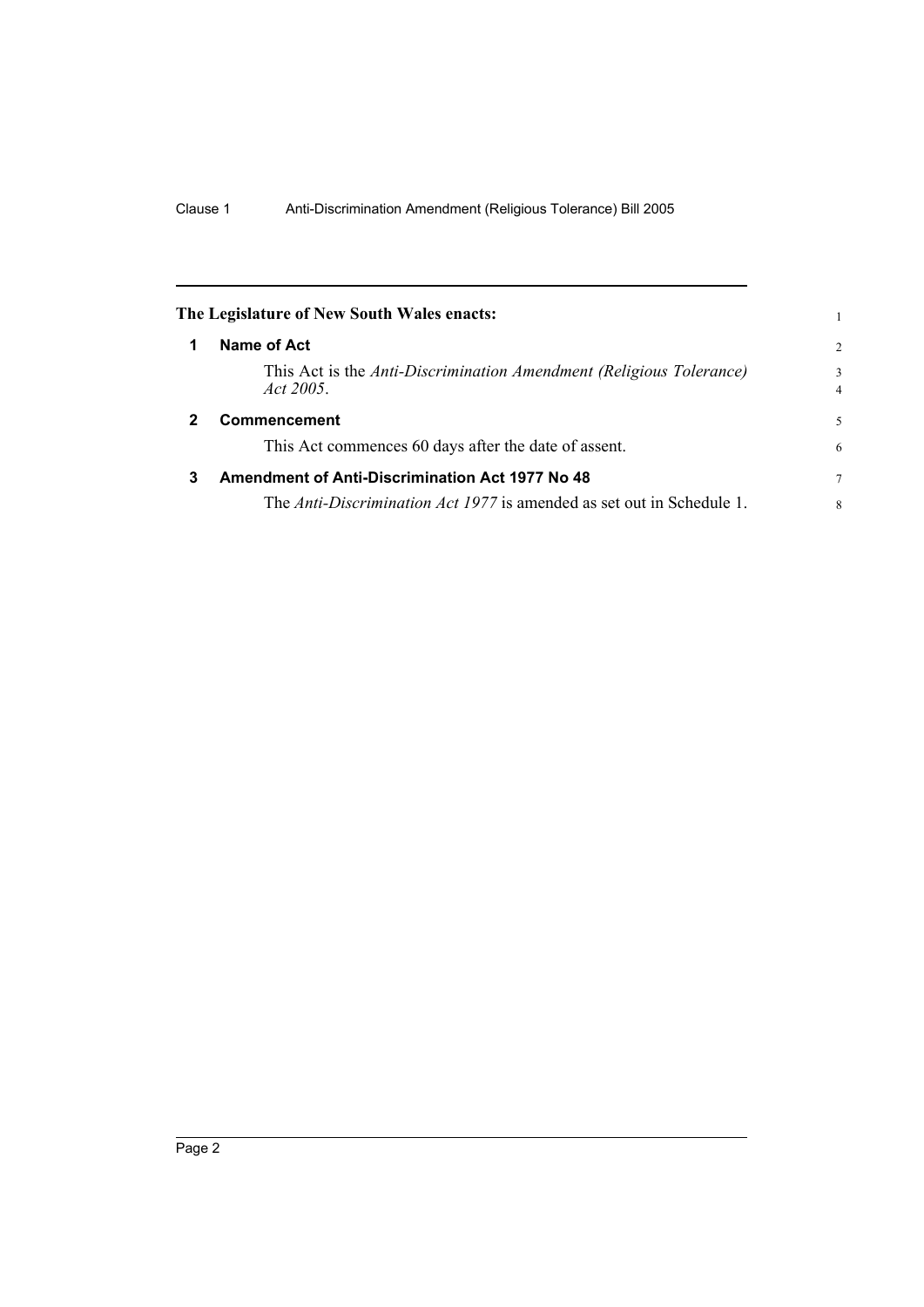**The Legislature of New South Wales enacts:**

## 1 Name of Act

This Act is the *Anti-Discrimination Amendment (Religious Tolerance) Act 2005*.

## 2 Commencement

This Act commences 60 days after the date of assent.

## 3 Amendment of Anti-Discrimination Act 1977 No 48

The *Anti-Discrimination Act 1977* is amended as set out in Schedule 1.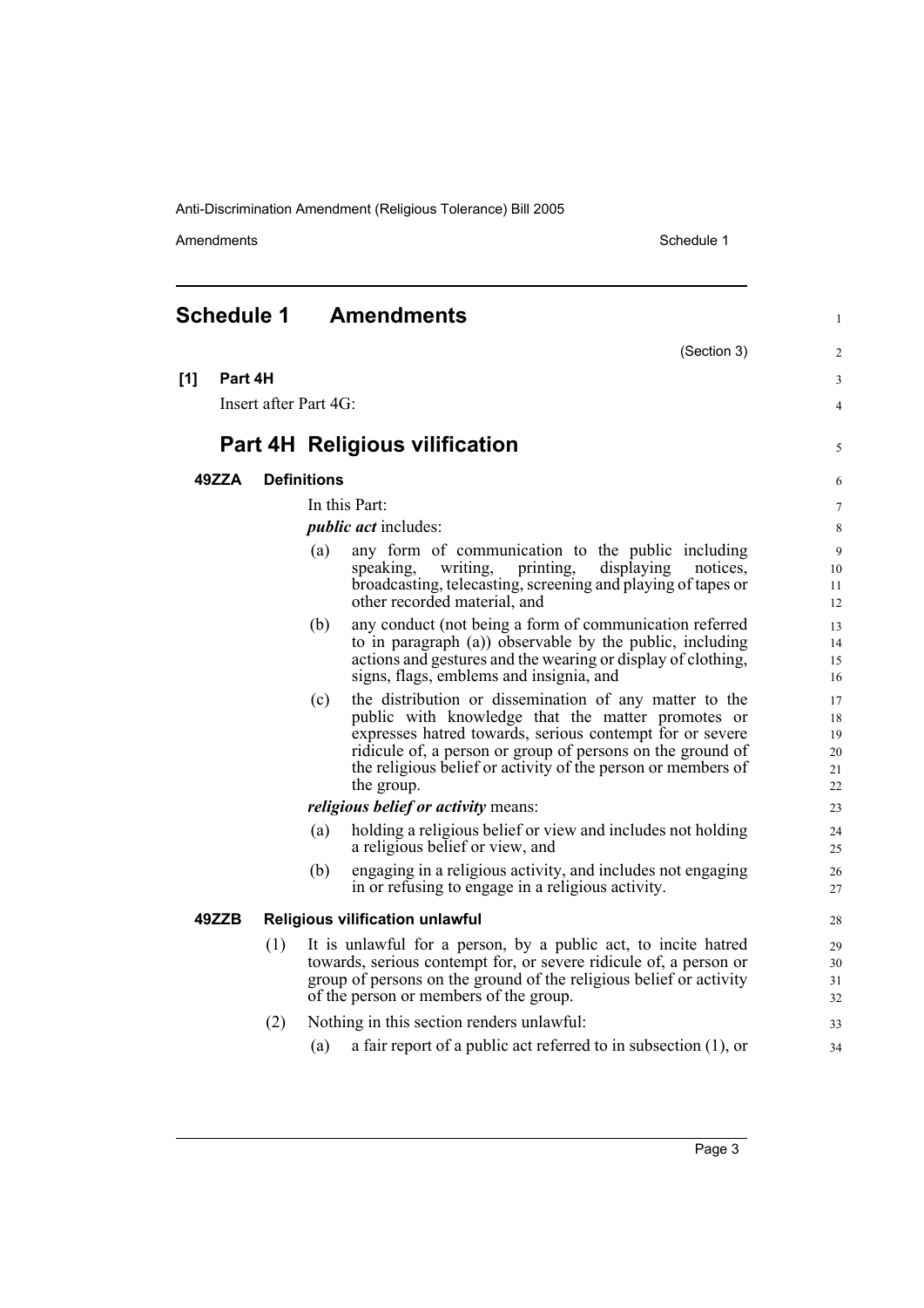# Schedule 1 Amendments

(Section 3)

**[1] Part 4H**

Insert after Part 4G:

## Part 4H Religious vilification

### 49ZZA Definitions

In this Part:

***public act*** includes:

(a) any form of communication to the public including speaking, writing, printing, displaying notices, broadcasting, telecasting, screening and playing of tapes or other recorded material, and

(b) any conduct (not being a form of communication referred to in paragraph (a)) observable by the public, including actions and gestures and the wearing or display of clothing, signs, flags, emblems and insignia, and

(c) the distribution or dissemination of any matter to the public with knowledge that the matter promotes or expresses hatred towards, serious contempt for or severe ridicule of, a person or group of persons on the ground of the religious belief or activity of the person or members of the group.

***religious belief or activity*** means:

(a) holding a religious belief or view and includes not holding a religious belief or view, and

(b) engaging in a religious activity, and includes not engaging in or refusing to engage in a religious activity.

### 49ZZB Religious vilification unlawful

(1) It is unlawful for a person, by a public act, to incite hatred towards, serious contempt for, or severe ridicule of, a person or group of persons on the ground of the religious belief or activity of the person or members of the group.

(2) Nothing in this section renders unlawful:

(a) a fair report of a public act referred to in subsection (1), or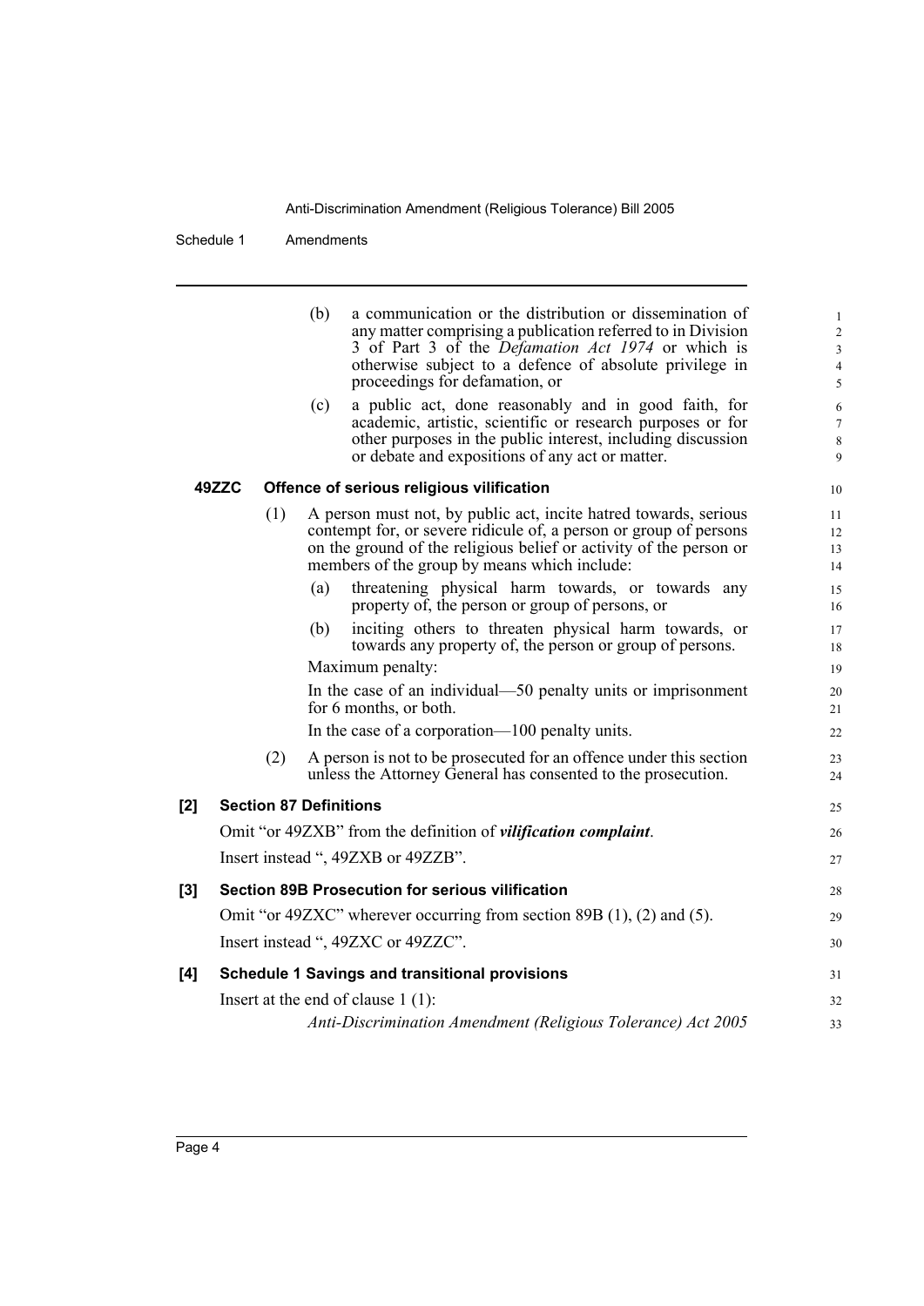(b) a communication or the distribution or dissemination of any matter comprising a publication referred to in Division 3 of Part 3 of the *Defamation Act 1974* or which is otherwise subject to a defence of absolute privilege in proceedings for defamation, or

(c) a public act, done reasonably and in good faith, for academic, artistic, scientific or research purposes or for other purposes in the public interest, including discussion or debate and expositions of any act or matter.

**49ZZC Offence of serious religious vilification**

(1) A person must not, by public act, incite hatred towards, serious contempt for, or severe ridicule of, a person or group of persons on the ground of the religious belief or activity of the person or members of the group by means which include:

(a) threatening physical harm towards, or towards any property of, the person or group of persons, or

(b) inciting others to threaten physical harm towards, or towards any property of, the person or group of persons.

Maximum penalty:

In the case of an individual—50 penalty units or imprisonment for 6 months, or both.

In the case of a corporation—100 penalty units.

(2) A person is not to be prosecuted for an offence under this section unless the Attorney General has consented to the prosecution.

**[2] Section 87 Definitions**

Omit "or 49ZXB" from the definition of ***vilification complaint***.

Insert instead ", 49ZXB or 49ZZB".

**[3] Section 89B Prosecution for serious vilification**

Omit "or 49ZXC" wherever occurring from section 89B (1), (2) and (5).

Insert instead ", 49ZXC or 49ZZC".

**[4] Schedule 1 Savings and transitional provisions**

Insert at the end of clause 1 (1):

*Anti-Discrimination Amendment (Religious Tolerance) Act 2005*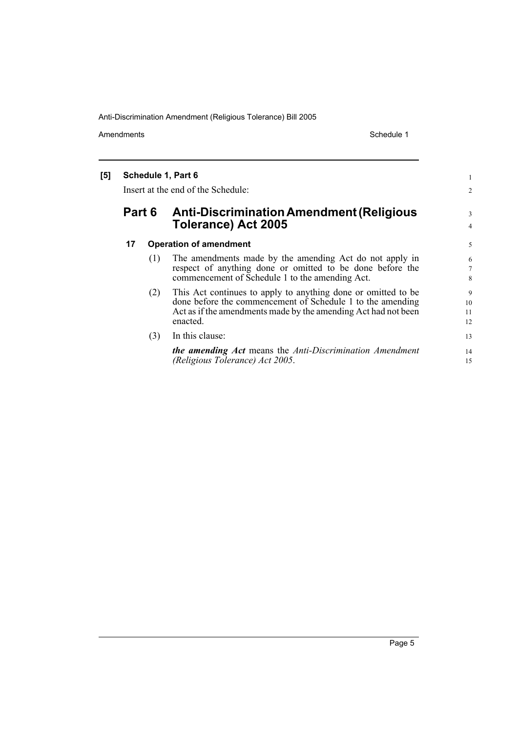**[5] Schedule 1, Part 6**

Insert at the end of the Schedule:

## Part 6 Anti-Discrimination Amendment (Religious Tolerance) Act 2005

### 17 Operation of amendment

(1) The amendments made by the amending Act do not apply in respect of anything done or omitted to be done before the commencement of Schedule 1 to the amending Act.

(2) This Act continues to apply to anything done or omitted to be done before the commencement of Schedule 1 to the amending Act as if the amendments made by the amending Act had not been enacted.

(3) In this clause:

***the amending Act*** means the *Anti-Discrimination Amendment (Religious Tolerance) Act 2005*.